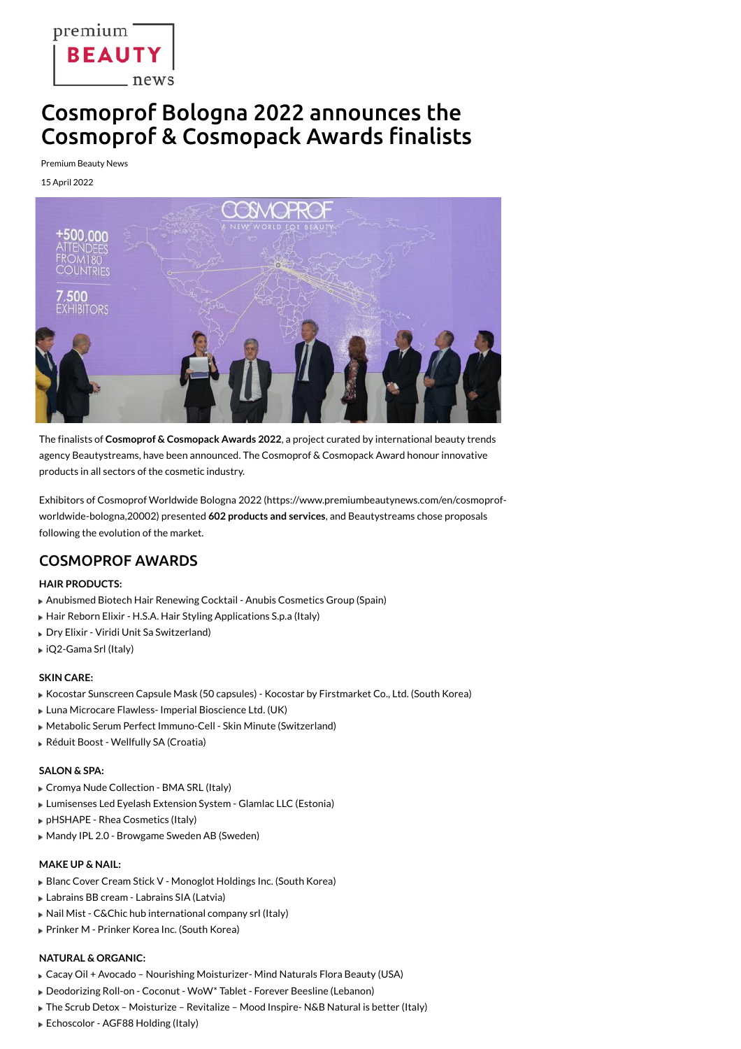# Cosmoprof Bologna 2022 announces the Cosmoprof & Cosmopack Awards finalists

Premium Beauty News

15 April 2022

The finalists of **Cosmoprof & Cosmopack Awards 2022**, a project curated by international beauty trends agency Beautystreams, have been announced. The Cosmoprof & Cosmopack Award honour innovative products in all sectors of the cosmetic industry.

Exhibitors of Cosmoprof Worldwide Bologna 2022 (https://www.premiumbeautynews.com/en/cosmoprof-worldwide-bologna,20002) presented **602 products and services**, and Beautystreams chose proposals following the evolution of the market.

## COSMOPROF AWARDS

**HAIR PRODUCTS:**

- Anubismed Biotech Hair Renewing Cocktail - Anubis Cosmetics Group (Spain)
- Hair Reborn Elixir - H.S.A. Hair Styling Applications S.p.a (Italy)
- Dry Elixir - Viridi Unit Sa Switzerland)
- iQ2-Gama Srl (Italy)

**SKIN CARE:**

- Kocostar Sunscreen Capsule Mask (50 capsules) - Kocostar by Firstmarket Co., Ltd. (South Korea)
- Luna Microcare Flawless- Imperial Bioscience Ltd. (UK)
- Metabolic Serum Perfect Immuno-Cell - Skin Minute (Switzerland)
- Réduit Boost - Wellfully SA (Croatia)

**SALON & SPA:**

- Cromya Nude Collection - BMA SRL (Italy)
- Lumisenses Led Eyelash Extension System - Glamlac LLC (Estonia)
- pHSHAPE - Rhea Cosmetics (Italy)
- Mandy IPL 2.0 - Browgame Sweden AB (Sweden)

**MAKE UP & NAIL:**

- Blanc Cover Cream Stick V - Monoglot Holdings Inc. (South Korea)
- Labrains BB cream - Labrains SIA (Latvia)
- Nail Mist - C&Chic hub international company srl (Italy)
- Prinker M - Prinker Korea Inc. (South Korea)

**NATURAL & ORGANIC:**

- Cacay Oil + Avocado – Nourishing Moisturizer- Mind Naturals Flora Beauty (USA)
- Deodorizing Roll-on - Coconut - WoW* Tablet - Forever Beesline (Lebanon)
- The Scrub Detox – Moisturize – Revitalize – Mood Inspire- N&B Natural is better (Italy)
- Echoscolor - AGF88 Holding (Italy)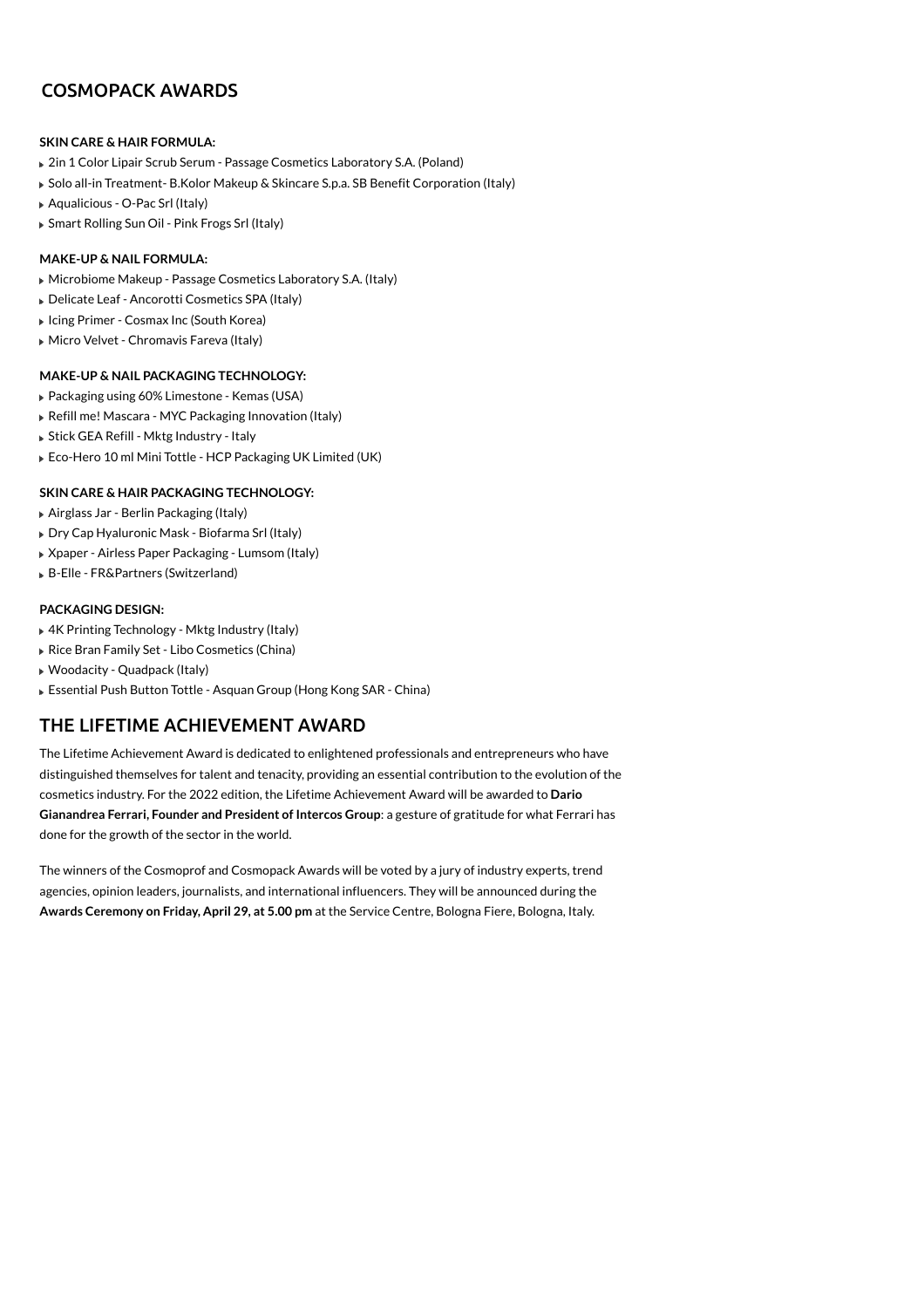## COSMOPACK AWARDS

**SKIN CARE & HAIR FORMULA:**

- 2in 1 Color Lipair Scrub Serum - Passage Cosmetics Laboratory S.A. (Poland)
- Solo all-in Treatment- B.Kolor Makeup & Skincare S.p.a. SB Benefit Corporation (Italy)
- Aqualicious - O-Pac Srl (Italy)
- Smart Rolling Sun Oil - Pink Frogs Srl (Italy)

**MAKE-UP & NAIL FORMULA:**

- Microbiome Makeup - Passage Cosmetics Laboratory S.A. (Italy)
- Delicate Leaf - Ancorotti Cosmetics SPA (Italy)
- Icing Primer - Cosmax Inc (South Korea)
- Micro Velvet - Chromavis Fareva (Italy)

**MAKE-UP & NAIL PACKAGING TECHNOLOGY:**

- Packaging using 60% Limestone - Kemas (USA)
- Refill me! Mascara - MYC Packaging Innovation (Italy)
- Stick GEA Refill - Mktg Industry - Italy
- Eco-Hero 10 ml Mini Tottle - HCP Packaging UK Limited (UK)

**SKIN CARE & HAIR PACKAGING TECHNOLOGY:**

- Airglass Jar - Berlin Packaging (Italy)
- Dry Cap Hyaluronic Mask - Biofarma Srl (Italy)
- Xpaper - Airless Paper Packaging - Lumsom (Italy)
- B-Elle - FR&Partners (Switzerland)

**PACKAGING DESIGN:**

- 4K Printing Technology - Mktg Industry (Italy)
- Rice Bran Family Set - Libo Cosmetics (China)
- Woodacity - Quadpack (Italy)
- Essential Push Button Tottle - Asquan Group (Hong Kong SAR - China)

## THE LIFETIME ACHIEVEMENT AWARD

The Lifetime Achievement Award is dedicated to enlightened professionals and entrepreneurs who have distinguished themselves for talent and tenacity, providing an essential contribution to the evolution of the cosmetics industry. For the 2022 edition, the Lifetime Achievement Award will be awarded to **Dario Gianandrea Ferrari, Founder and President of Intercos Group**: a gesture of gratitude for what Ferrari has done for the growth of the sector in the world.

The winners of the Cosmoprof and Cosmopack Awards will be voted by a jury of industry experts, trend agencies, opinion leaders, journalists, and international influencers. They will be announced during the **Awards Ceremony on Friday, April 29, at 5.00 pm** at the Service Centre, Bologna Fiere, Bologna, Italy.